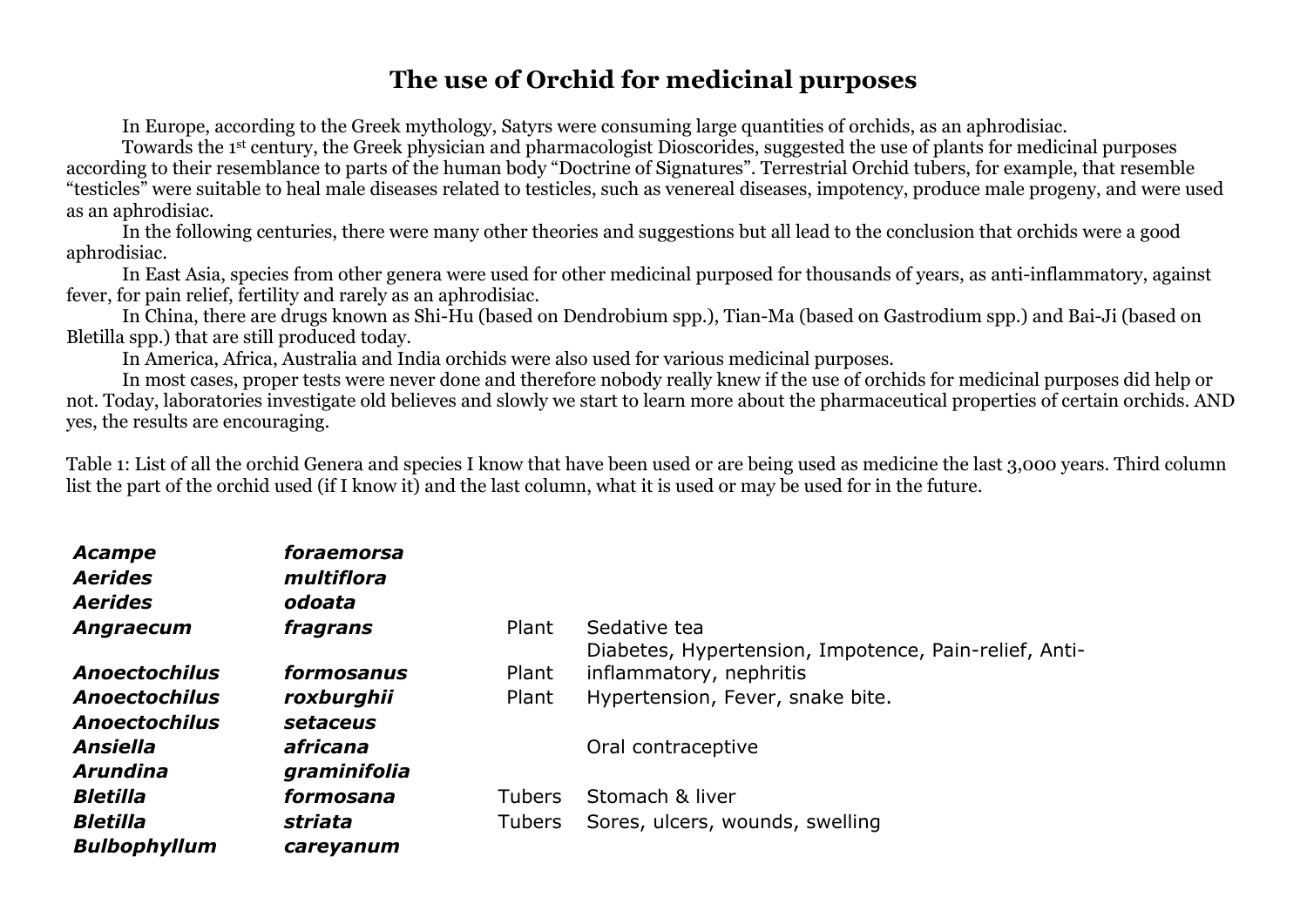# The use of Orchid for medicinal purposes

In Europe, according to the Greek mythology, Satyrs were consuming large quantities of orchids, as an aphrodisiac.

Towards the 1st century, the Greek physician and pharmacologist Dioscorides, suggested the use of plants for medicinal purposes according to their resemblance to parts of the human body "Doctrine of Signatures". Terrestrial Orchid tubers, for example, that resemble "testicles" were suitable to heal male diseases related to testicles, such as venereal diseases, impotency, produce male progeny, and were used as an aphrodisiac.

In the following centuries, there were many other theories and suggestions but all lead to the conclusion that orchids were a good aphrodisiac.

In East Asia, species from other genera were used for other medicinal purposed for thousands of years, as anti-inflammatory, against fever, for pain relief, fertility and rarely as an aphrodisiac.

In China, there are drugs known as Shi-Hu (based on Dendrobium spp.), Tian-Ma (based on Gastrodium spp.) and Bai-Ji (based on Bletilla spp.) that are still produced today.

In America, Africa, Australia and India orchids were also used for various medicinal purposes.

In most cases, proper tests were never done and therefore nobody really knew if the use of orchids for medicinal purposes did help or not. Today, laboratories investigate old believes and slowly we start to learn more about the pharmaceutical properties of certain orchids. AND yes, the results are encouraging.

Table 1: List of all the orchid Genera and species I know that have been used or are being used as medicine the last 3,000 years. Third column list the part of the orchid used (if I know it) and the last column, what it is used or may be used for in the future.

| Genus | Species | Part | Use |
|---|---|---|---|
| ***Acampe*** | ***foraemorsa*** | | |
| ***Aerides*** | ***multiflora*** | | |
| ***Aerides*** | ***odoata*** | | |
| ***Angraecum*** | ***fragrans*** | Plant | Sedative tea |
| ***Anoectochilus*** | ***formosanus*** | Plant | Diabetes, Hypertension, Impotence, Pain-relief, Anti-inflammatory, nephritis |
| ***Anoectochilus*** | ***roxburghii*** | Plant | Hypertension, Fever, snake bite. |
| ***Anoectochilus*** | ***setaceus*** | | |
| ***Ansiella*** | ***africana*** | | Oral contraceptive |
| ***Arundina*** | ***graminifolia*** | | |
| ***Bletilla*** | ***formosana*** | Tubers | Stomach & liver |
| ***Bletilla*** | ***striata*** | Tubers | Sores, ulcers, wounds, swelling |
| ***Bulbophyllum*** | ***careyanum*** | | |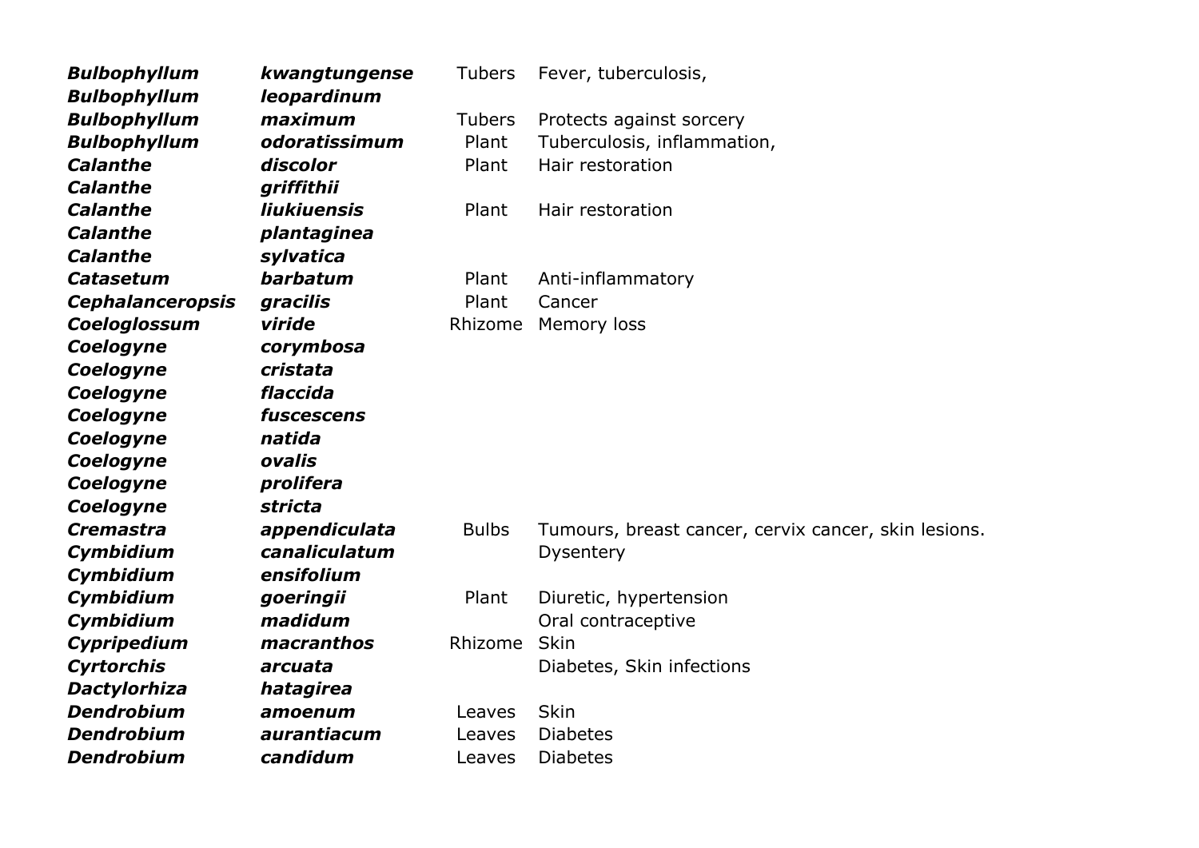| | | | |
|---|---|---|---|
| ***Bulbophyllum*** | ***kwangtungense*** | Tubers | Fever, tuberculosis, |
| ***Bulbophyllum*** | ***leopardinum*** | | |
| ***Bulbophyllum*** | ***maximum*** | Tubers | Protects against sorcery |
| ***Bulbophyllum*** | ***odoratissimum*** | Plant | Tuberculosis, inflammation, |
| ***Calanthe*** | ***discolor*** | Plant | Hair restoration |
| ***Calanthe*** | ***griffithii*** | | |
| ***Calanthe*** | ***liukiuensis*** | Plant | Hair restoration |
| ***Calanthe*** | ***plantaginea*** | | |
| ***Calanthe*** | ***sylvatica*** | | |
| ***Catasetum*** | ***barbatum*** | Plant | Anti-inflammatory |
| ***Cephalanceropsis*** | ***gracilis*** | Plant | Cancer |
| ***Coeloglossum*** | ***viride*** | Rhizome | Memory loss |
| ***Coelogyne*** | ***corymbosa*** | | |
| ***Coelogyne*** | ***cristata*** | | |
| ***Coelogyne*** | ***flaccida*** | | |
| ***Coelogyne*** | ***fuscescens*** | | |
| ***Coelogyne*** | ***natida*** | | |
| ***Coelogyne*** | ***ovalis*** | | |
| ***Coelogyne*** | ***prolifera*** | | |
| ***Coelogyne*** | ***stricta*** | | |
| ***Cremastra*** | ***appendiculata*** | Bulbs | Tumours, breast cancer, cervix cancer, skin lesions. |
| ***Cymbidium*** | ***canaliculatum*** | | Dysentery |
| ***Cymbidium*** | ***ensifolium*** | | |
| ***Cymbidium*** | ***goeringii*** | Plant | Diuretic, hypertension |
| ***Cymbidium*** | ***madidum*** | | Oral contraceptive |
| ***Cypripedium*** | ***macranthos*** | Rhizome | Skin |
| ***Cyrtorchis*** | ***arcuata*** | | Diabetes, Skin infections |
| ***Dactylorhiza*** | ***hatagirea*** | | |
| ***Dendrobium*** | ***amoenum*** | Leaves | Skin |
| ***Dendrobium*** | ***aurantiacum*** | Leaves | Diabetes |
| ***Dendrobium*** | ***candidum*** | Leaves | Diabetes |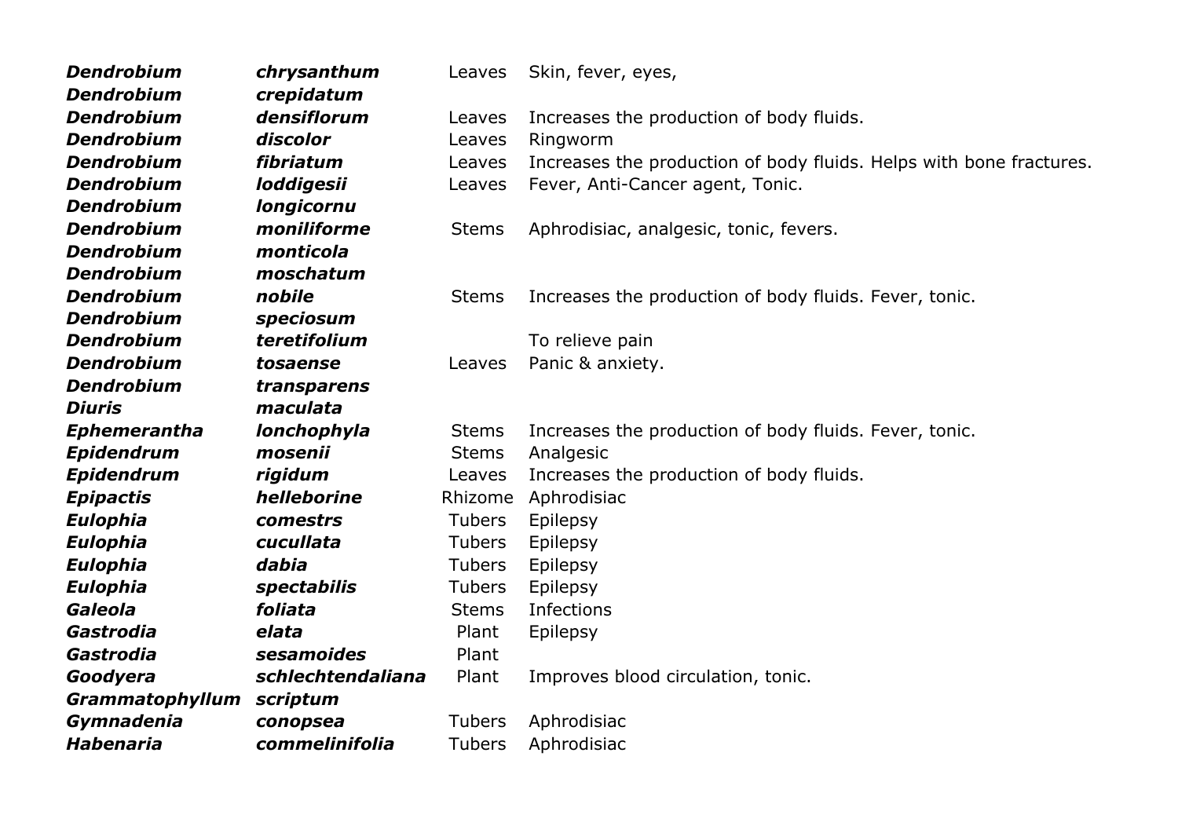| | | | |
|---|---|---|---|
| ***Dendrobium*** | ***chrysanthum*** | Leaves | Skin, fever, eyes, |
| ***Dendrobium*** | ***crepidatum*** | | |
| ***Dendrobium*** | ***densiflorum*** | Leaves | Increases the production of body fluids. |
| ***Dendrobium*** | ***discolor*** | Leaves | Ringworm |
| ***Dendrobium*** | ***fibriatum*** | Leaves | Increases the production of body fluids. Helps with bone fractures. |
| ***Dendrobium*** | ***loddigesii*** | Leaves | Fever, Anti-Cancer agent, Tonic. |
| ***Dendrobium*** | ***longicornu*** | | |
| ***Dendrobium*** | ***moniliforme*** | Stems | Aphrodisiac, analgesic, tonic, fevers. |
| ***Dendrobium*** | ***monticola*** | | |
| ***Dendrobium*** | ***moschatum*** | | |
| ***Dendrobium*** | ***nobile*** | Stems | Increases the production of body fluids. Fever, tonic. |
| ***Dendrobium*** | ***speciosum*** | | |
| ***Dendrobium*** | ***teretifolium*** | | To relieve pain |
| ***Dendrobium*** | ***tosaense*** | Leaves | Panic & anxiety. |
| ***Dendrobium*** | ***transparens*** | | |
| ***Diuris*** | ***maculata*** | | |
| ***Ephemerantha*** | ***lonchophyla*** | Stems | Increases the production of body fluids. Fever, tonic. |
| ***Epidendrum*** | ***mosenii*** | Stems | Analgesic |
| ***Epidendrum*** | ***rigidum*** | Leaves | Increases the production of body fluids. |
| ***Epipactis*** | ***helleborine*** | Rhizome | Aphrodisiac |
| ***Eulophia*** | ***comestrs*** | Tubers | Epilepsy |
| ***Eulophia*** | ***cucullata*** | Tubers | Epilepsy |
| ***Eulophia*** | ***dabia*** | Tubers | Epilepsy |
| ***Eulophia*** | ***spectabilis*** | Tubers | Epilepsy |
| ***Galeola*** | ***foliata*** | Stems | Infections |
| ***Gastrodia*** | ***elata*** | Plant | Epilepsy |
| ***Gastrodia*** | ***sesamoides*** | Plant | |
| ***Goodyera*** | ***schlechtendaliana*** | Plant | Improves blood circulation, tonic. |
| ***Grammatophyllum*** | ***scriptum*** | | |
| ***Gymnadenia*** | ***conopsea*** | Tubers | Aphrodisiac |
| ***Habenaria*** | ***commelinifolia*** | Tubers | Aphrodisiac |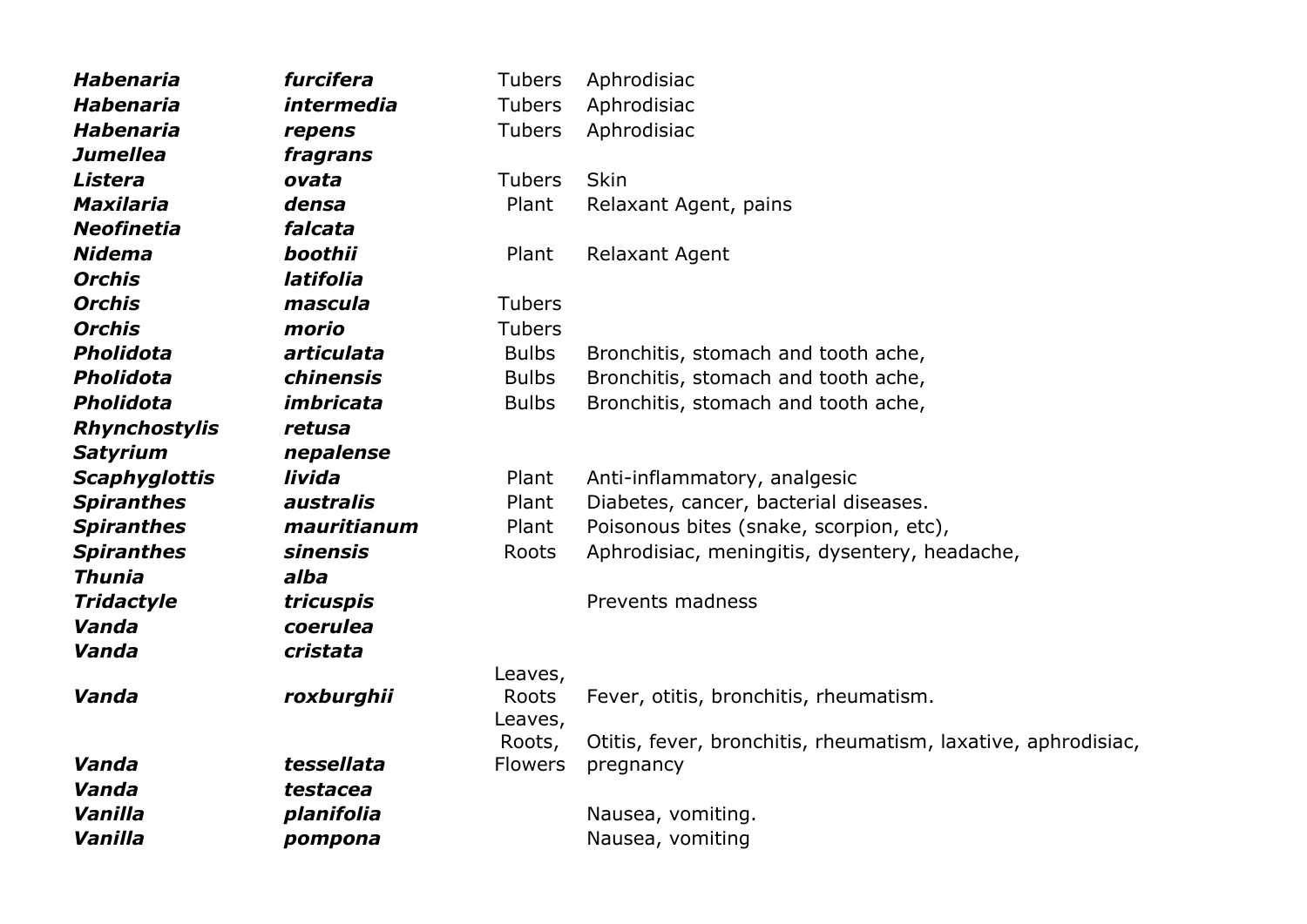| | | | |
|---|---|---|---|
| ***Habenaria*** | ***furcifera*** | Tubers | Aphrodisiac |
| ***Habenaria*** | ***intermedia*** | Tubers | Aphrodisiac |
| ***Habenaria*** | ***repens*** | Tubers | Aphrodisiac |
| ***Jumellea*** | ***fragrans*** | | |
| ***Listera*** | ***ovata*** | Tubers | Skin |
| ***Maxilaria*** | ***densa*** | Plant | Relaxant Agent, pains |
| ***Neofinetia*** | ***falcata*** | | |
| ***Nidema*** | ***boothii*** | Plant | Relaxant Agent |
| ***Orchis*** | ***latifolia*** | | |
| ***Orchis*** | ***mascula*** | Tubers | |
| ***Orchis*** | ***morio*** | Tubers | |
| ***Pholidota*** | ***articulata*** | Bulbs | Bronchitis, stomach and tooth ache, |
| ***Pholidota*** | ***chinensis*** | Bulbs | Bronchitis, stomach and tooth ache, |
| ***Pholidota*** | ***imbricata*** | Bulbs | Bronchitis, stomach and tooth ache, |
| ***Rhynchostylis*** | ***retusa*** | | |
| ***Satyrium*** | ***nepalense*** | | |
| ***Scaphyglottis*** | ***livida*** | Plant | Anti-inflammatory, analgesic |
| ***Spiranthes*** | ***australis*** | Plant | Diabetes, cancer, bacterial diseases. |
| ***Spiranthes*** | ***mauritianum*** | Plant | Poisonous bites (snake, scorpion, etc), |
| ***Spiranthes*** | ***sinensis*** | Roots | Aphrodisiac, meningitis, dysentery, headache, |
| ***Thunia*** | ***alba*** | | |
| ***Tridactyle*** | ***tricuspis*** | | Prevents madness |
| ***Vanda*** | ***coerulea*** | | |
| ***Vanda*** | ***cristata*** | | |
| ***Vanda*** | ***roxburghii*** | Leaves, Roots | Fever, otitis, bronchitis, rheumatism. |
| ***Vanda*** | ***tessellata*** | Leaves, Roots, Flowers | Otitis, fever, bronchitis, rheumatism, laxative, aphrodisiac, pregnancy |
| ***Vanda*** | ***testacea*** | | |
| ***Vanilla*** | ***planifolia*** | | Nausea, vomiting. |
| ***Vanilla*** | ***pompona*** | | Nausea, vomiting |